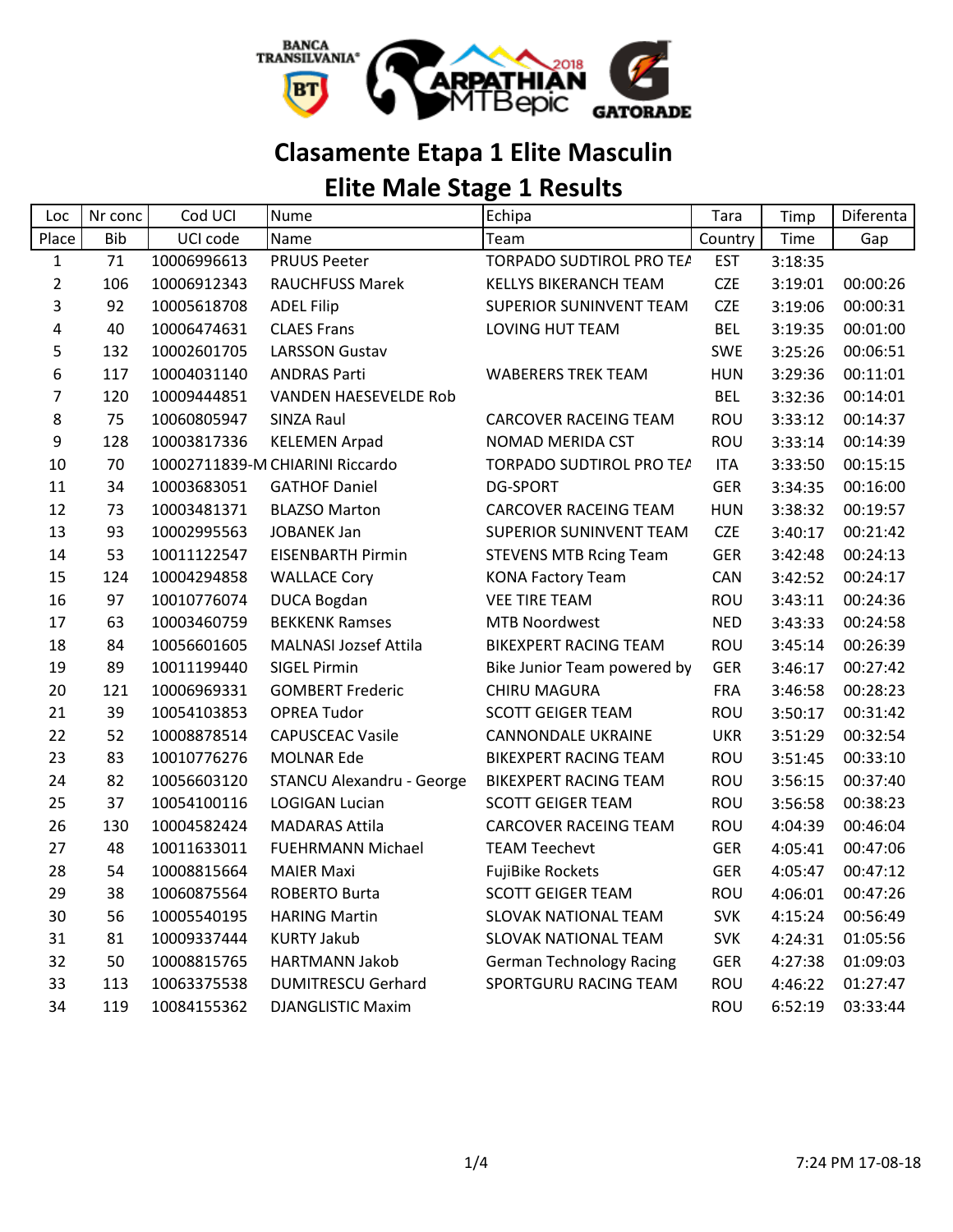# Clasamente Etapa 1 Elite Masculin
# Elite Male Stage 1 Results

| Loc | Nr conc | Cod UCI | Nume | Echipa | Tara | Timp | Diferenta |
|---|---|---|---|---|---|---|---|
| Place | Bib | UCI code | Name | Team | Country | Time | Gap |
| 1 | 71 | 10006996613 | PRUUS Peeter | TORPADO SUDTIROL PRO TEA | EST | 3:18:35 | |
| 2 | 106 | 10006912343 | RAUCHFUSS Marek | KELLYS BIKERANCH TEAM | CZE | 3:19:01 | 00:00:26 |
| 3 | 92 | 10005618708 | ADEL Filip | SUPERIOR SUNINVENT TEAM | CZE | 3:19:06 | 00:00:31 |
| 4 | 40 | 10006474631 | CLAES Frans | LOVING HUT TEAM | BEL | 3:19:35 | 00:01:00 |
| 5 | 132 | 10002601705 | LARSSON Gustav | | SWE | 3:25:26 | 00:06:51 |
| 6 | 117 | 10004031140 | ANDRAS Parti | WABERERS TREK TEAM | HUN | 3:29:36 | 00:11:01 |
| 7 | 120 | 10009444851 | VANDEN HAESEVELDE Rob | | BEL | 3:32:36 | 00:14:01 |
| 8 | 75 | 10060805947 | SINZA Raul | CARCOVER RACEING TEAM | ROU | 3:33:12 | 00:14:37 |
| 9 | 128 | 10003817336 | KELEMEN Arpad | NOMAD MERIDA CST | ROU | 3:33:14 | 00:14:39 |
| 10 | 70 | 10002711839-M | CHIARINI Riccardo | TORPADO SUDTIROL PRO TEA | ITA | 3:33:50 | 00:15:15 |
| 11 | 34 | 10003683051 | GATHOF Daniel | DG-SPORT | GER | 3:34:35 | 00:16:00 |
| 12 | 73 | 10003481371 | BLAZSO Marton | CARCOVER RACEING TEAM | HUN | 3:38:32 | 00:19:57 |
| 13 | 93 | 10002995563 | JOBANEK Jan | SUPERIOR SUNINVENT TEAM | CZE | 3:40:17 | 00:21:42 |
| 14 | 53 | 10011122547 | EISENBARTH Pirmin | STEVENS MTB Rcing Team | GER | 3:42:48 | 00:24:13 |
| 15 | 124 | 10004294858 | WALLACE Cory | KONA Factory Team | CAN | 3:42:52 | 00:24:17 |
| 16 | 97 | 10010776074 | DUCA Bogdan | VEE TIRE TEAM | ROU | 3:43:11 | 00:24:36 |
| 17 | 63 | 10003460759 | BEKKENK Ramses | MTB Noordwest | NED | 3:43:33 | 00:24:58 |
| 18 | 84 | 10056601605 | MALNASI Jozsef Attila | BIKEXPERT RACING TEAM | ROU | 3:45:14 | 00:26:39 |
| 19 | 89 | 10011199440 | SIGEL Pirmin | Bike Junior Team powered by | GER | 3:46:17 | 00:27:42 |
| 20 | 121 | 10006969331 | GOMBERT Frederic | CHIRU MAGURA | FRA | 3:46:58 | 00:28:23 |
| 21 | 39 | 10054103853 | OPREA Tudor | SCOTT GEIGER TEAM | ROU | 3:50:17 | 00:31:42 |
| 22 | 52 | 10008878514 | CAPUSCEAC Vasile | CANNONDALE UKRAINE | UKR | 3:51:29 | 00:32:54 |
| 23 | 83 | 10010776276 | MOLNAR Ede | BIKEXPERT RACING TEAM | ROU | 3:51:45 | 00:33:10 |
| 24 | 82 | 10056603120 | STANCU Alexandru - George | BIKEXPERT RACING TEAM | ROU | 3:56:15 | 00:37:40 |
| 25 | 37 | 10054100116 | LOGIGAN Lucian | SCOTT GEIGER TEAM | ROU | 3:56:58 | 00:38:23 |
| 26 | 130 | 10004582424 | MADARAS Attila | CARCOVER RACEING TEAM | ROU | 4:04:39 | 00:46:04 |
| 27 | 48 | 10011633011 | FUEHRMANN Michael | TEAM Teechevt | GER | 4:05:41 | 00:47:06 |
| 28 | 54 | 10008815664 | MAIER Maxi | FujiBike Rockets | GER | 4:05:47 | 00:47:12 |
| 29 | 38 | 10060875564 | ROBERTO Burta | SCOTT GEIGER TEAM | ROU | 4:06:01 | 00:47:26 |
| 30 | 56 | 10005540195 | HARING Martin | SLOVAK NATIONAL TEAM | SVK | 4:15:24 | 00:56:49 |
| 31 | 81 | 10009337444 | KURTY Jakub | SLOVAK NATIONAL TEAM | SVK | 4:24:31 | 01:05:56 |
| 32 | 50 | 10008815765 | HARTMANN Jakob | German Technology Racing | GER | 4:27:38 | 01:09:03 |
| 33 | 113 | 10063375538 | DUMITRESCU Gerhard | SPORTGURU RACING TEAM | ROU | 4:46:22 | 01:27:47 |
| 34 | 119 | 10084155362 | DJANGLISTIC Maxim | | ROU | 6:52:19 | 03:33:44 |

7:24 PM 17-08-18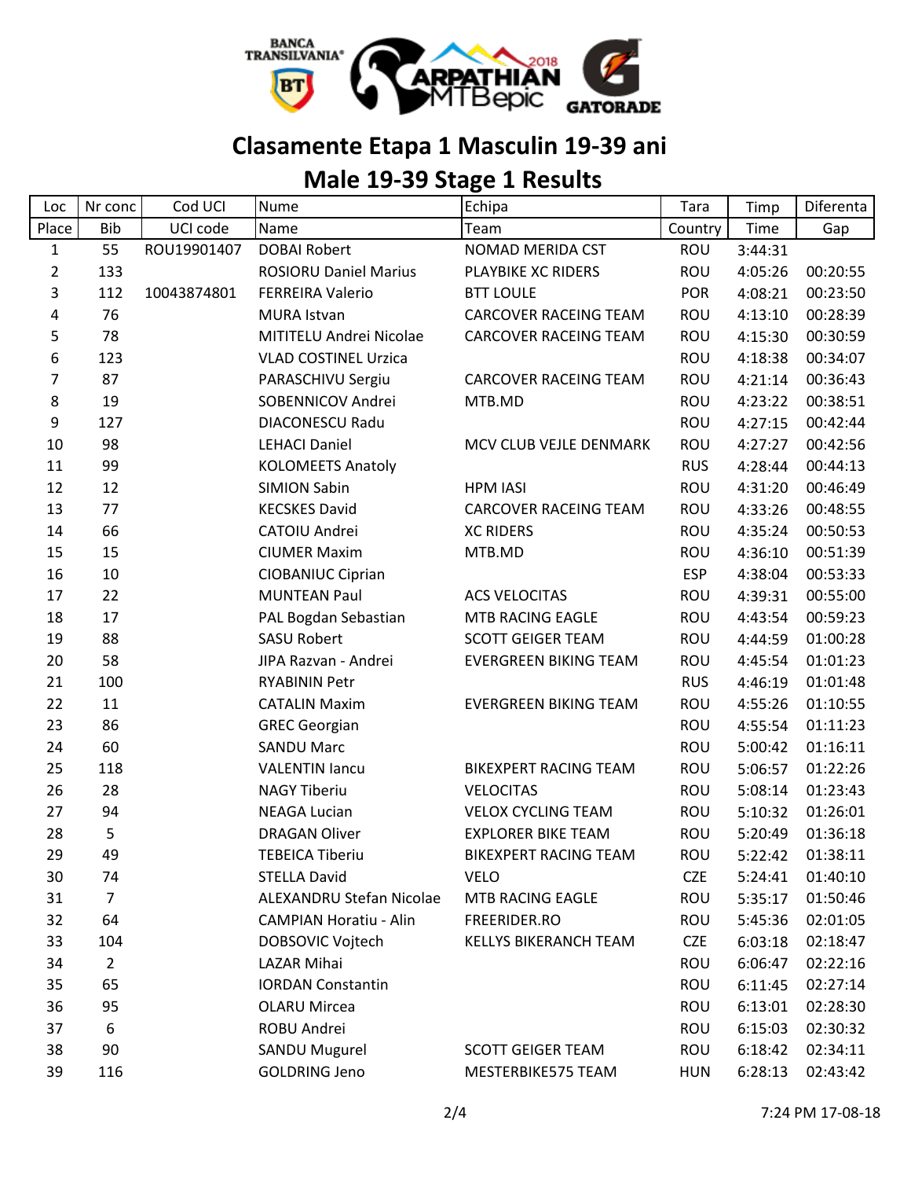# Clasamente Etapa 1 Masculin 19-39 ani

# Male 19-39 Stage 1 Results

| Loc | Nr conc | Cod UCI | Nume | Echipa | Tara | Timp | Diferenta |
|---|---|---|---|---|---|---|---|
| Place | Bib | UCI code | Name | Team | Country | Time | Gap |
| 1 | 55 | ROU19901407 | DOBAI Robert | NOMAD MERIDA CST | ROU | 3:44:31 | |
| 2 | 133 | | ROSIORU Daniel Marius | PLAYBIKE XC RIDERS | ROU | 4:05:26 | 00:20:55 |
| 3 | 112 | 10043874801 | FERREIRA Valerio | BTT LOULE | POR | 4:08:21 | 00:23:50 |
| 4 | 76 | | MURA Istvan | CARCOVER RACEING TEAM | ROU | 4:13:10 | 00:28:39 |
| 5 | 78 | | MITITELU Andrei Nicolae | CARCOVER RACEING TEAM | ROU | 4:15:30 | 00:30:59 |
| 6 | 123 | | VLAD COSTINEL Urzica | | ROU | 4:18:38 | 00:34:07 |
| 7 | 87 | | PARASCHIVU Sergiu | CARCOVER RACEING TEAM | ROU | 4:21:14 | 00:36:43 |
| 8 | 19 | | SOBENNICOV Andrei | MTB.MD | ROU | 4:23:22 | 00:38:51 |
| 9 | 127 | | DIACONESCU Radu | | ROU | 4:27:15 | 00:42:44 |
| 10 | 98 | | LEHACI Daniel | MCV CLUB VEJLE DENMARK | ROU | 4:27:27 | 00:42:56 |
| 11 | 99 | | KOLOMEETS Anatoly | | RUS | 4:28:44 | 00:44:13 |
| 12 | 12 | | SIMION Sabin | HPM IASI | ROU | 4:31:20 | 00:46:49 |
| 13 | 77 | | KECSKES David | CARCOVER RACEING TEAM | ROU | 4:33:26 | 00:48:55 |
| 14 | 66 | | CATOIU Andrei | XC RIDERS | ROU | 4:35:24 | 00:50:53 |
| 15 | 15 | | CIUMER Maxim | MTB.MD | ROU | 4:36:10 | 00:51:39 |
| 16 | 10 | | CIOBANIUC Ciprian | | ESP | 4:38:04 | 00:53:33 |
| 17 | 22 | | MUNTEAN Paul | ACS VELOCITAS | ROU | 4:39:31 | 00:55:00 |
| 18 | 17 | | PAL Bogdan Sebastian | MTB RACING EAGLE | ROU | 4:43:54 | 00:59:23 |
| 19 | 88 | | SASU Robert | SCOTT GEIGER TEAM | ROU | 4:44:59 | 01:00:28 |
| 20 | 58 | | JIPA Razvan - Andrei | EVERGREEN BIKING TEAM | ROU | 4:45:54 | 01:01:23 |
| 21 | 100 | | RYABININ Petr | | RUS | 4:46:19 | 01:01:48 |
| 22 | 11 | | CATALIN Maxim | EVERGREEN BIKING TEAM | ROU | 4:55:26 | 01:10:55 |
| 23 | 86 | | GREC Georgian | | ROU | 4:55:54 | 01:11:23 |
| 24 | 60 | | SANDU Marc | | ROU | 5:00:42 | 01:16:11 |
| 25 | 118 | | VALENTIN Iancu | BIKEXPERT RACING TEAM | ROU | 5:06:57 | 01:22:26 |
| 26 | 28 | | NAGY Tiberiu | VELOCITAS | ROU | 5:08:14 | 01:23:43 |
| 27 | 94 | | NEAGA Lucian | VELOX CYCLING TEAM | ROU | 5:10:32 | 01:26:01 |
| 28 | 5 | | DRAGAN Oliver | EXPLORER BIKE TEAM | ROU | 5:20:49 | 01:36:18 |
| 29 | 49 | | TEBEICA Tiberiu | BIKEXPERT RACING TEAM | ROU | 5:22:42 | 01:38:11 |
| 30 | 74 | | STELLA David | VELO | CZE | 5:24:41 | 01:40:10 |
| 31 | 7 | | ALEXANDRU Stefan Nicolae | MTB RACING EAGLE | ROU | 5:35:17 | 01:50:46 |
| 32 | 64 | | CAMPIAN Horatiu - Alin | FREERIDER.RO | ROU | 5:45:36 | 02:01:05 |
| 33 | 104 | | DOBSOVIC Vojtech | KELLYS BIKERANCH TEAM | CZE | 6:03:18 | 02:18:47 |
| 34 | 2 | | LAZAR Mihai | | ROU | 6:06:47 | 02:22:16 |
| 35 | 65 | | IORDAN Constantin | | ROU | 6:11:45 | 02:27:14 |
| 36 | 95 | | OLARU Mircea | | ROU | 6:13:01 | 02:28:30 |
| 37 | 6 | | ROBU Andrei | | ROU | 6:15:03 | 02:30:32 |
| 38 | 90 | | SANDU Mugurel | SCOTT GEIGER TEAM | ROU | 6:18:42 | 02:34:11 |
| 39 | 116 | | GOLDRING Jeno | MESTERBIKE575 TEAM | HUN | 6:28:13 | 02:43:42 |

7:24 PM 17-08-18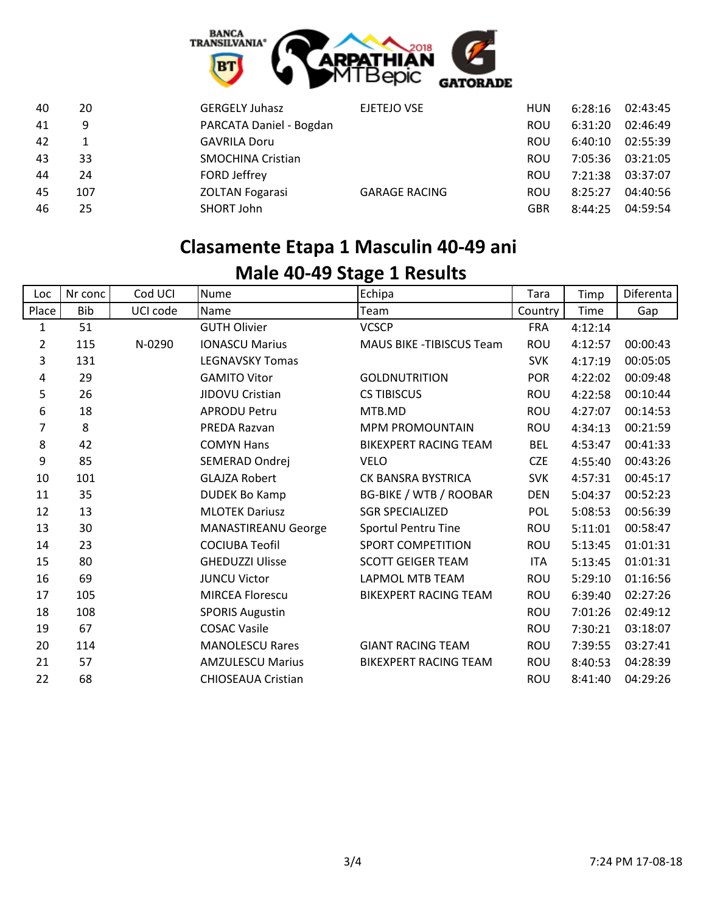| | | | | | | | |
|---|---|---|---|---|---|---|---|
| 40 | 20 | | GERGELY Juhasz | EJETEJO VSE | HUN | 6:28:16 | 02:43:45 |
| 41 | 9 | | PARCATA Daniel - Bogdan | | ROU | 6:31:20 | 02:46:49 |
| 42 | 1 | | GAVRILA Doru | | ROU | 6:40:10 | 02:55:39 |
| 43 | 33 | | SMOCHINA Cristian | | ROU | 7:05:36 | 03:21:05 |
| 44 | 24 | | FORD Jeffrey | | ROU | 7:21:38 | 03:37:07 |
| 45 | 107 | | ZOLTAN Fogarasi | GARAGE RACING | ROU | 8:25:27 | 04:40:56 |
| 46 | 25 | | SHORT John | | GBR | 8:44:25 | 04:59:54 |

## Clasamente Etapa 1 Masculin 40-49 ani
## Male 40-49 Stage 1 Results

| Loc | Nr conc | Cod UCI | Nume | Echipa | Tara | Timp | Diferenta |
|---|---|---|---|---|---|---|---|
| Place | Bib | UCI code | Name | Team | Country | Time | Gap |
| 1 | 51 | | GUTH Olivier | VCSCP | FRA | 4:12:14 | |
| 2 | 115 | N-0290 | IONASCU Marius | MAUS BIKE -TIBISCUS Team | ROU | 4:12:57 | 00:00:43 |
| 3 | 131 | | LEGNAVSKY Tomas | | SVK | 4:17:19 | 00:05:05 |
| 4 | 29 | | GAMITO Vitor | GOLDNUTRITION | POR | 4:22:02 | 00:09:48 |
| 5 | 26 | | JIDOVU Cristian | CS TIBISCUS | ROU | 4:22:58 | 00:10:44 |
| 6 | 18 | | APRODU Petru | MTB.MD | ROU | 4:27:07 | 00:14:53 |
| 7 | 8 | | PREDA Razvan | MPM PROMOUNTAIN | ROU | 4:34:13 | 00:21:59 |
| 8 | 42 | | COMYN Hans | BIKEXPERT RACING TEAM | BEL | 4:53:47 | 00:41:33 |
| 9 | 85 | | SEMERAD Ondrej | VELO | CZE | 4:55:40 | 00:43:26 |
| 10 | 101 | | GLAJZA Robert | CK BANSRA BYSTRICA | SVK | 4:57:31 | 00:45:17 |
| 11 | 35 | | DUDEK Bo Kamp | BG-BIKE / WTB / ROOBAR | DEN | 5:04:37 | 00:52:23 |
| 12 | 13 | | MLOTEK Dariusz | SGR SPECIALIZED | POL | 5:08:53 | 00:56:39 |
| 13 | 30 | | MANASTIREANU George | Sportul Pentru Tine | ROU | 5:11:01 | 00:58:47 |
| 14 | 23 | | COCIUBA Teofil | SPORT COMPETITION | ROU | 5:13:45 | 01:01:31 |
| 15 | 80 | | GHEDUZZI Ulisse | SCOTT GEIGER TEAM | ITA | 5:13:45 | 01:01:31 |
| 16 | 69 | | JUNCU Victor | LAPMOL MTB TEAM | ROU | 5:29:10 | 01:16:56 |
| 17 | 105 | | MIRCEA Florescu | BIKEXPERT RACING TEAM | ROU | 6:39:40 | 02:27:26 |
| 18 | 108 | | SPORIS Augustin | | ROU | 7:01:26 | 02:49:12 |
| 19 | 67 | | COSAC Vasile | | ROU | 7:30:21 | 03:18:07 |
| 20 | 114 | | MANOLESCU Rares | GIANT RACING TEAM | ROU | 7:39:55 | 03:27:41 |
| 21 | 57 | | AMZULESCU Marius | BIKEXPERT RACING TEAM | ROU | 8:40:53 | 04:28:39 |
| 22 | 68 | | CHIOSEAUA Cristian | | ROU | 8:41:40 | 04:29:26 |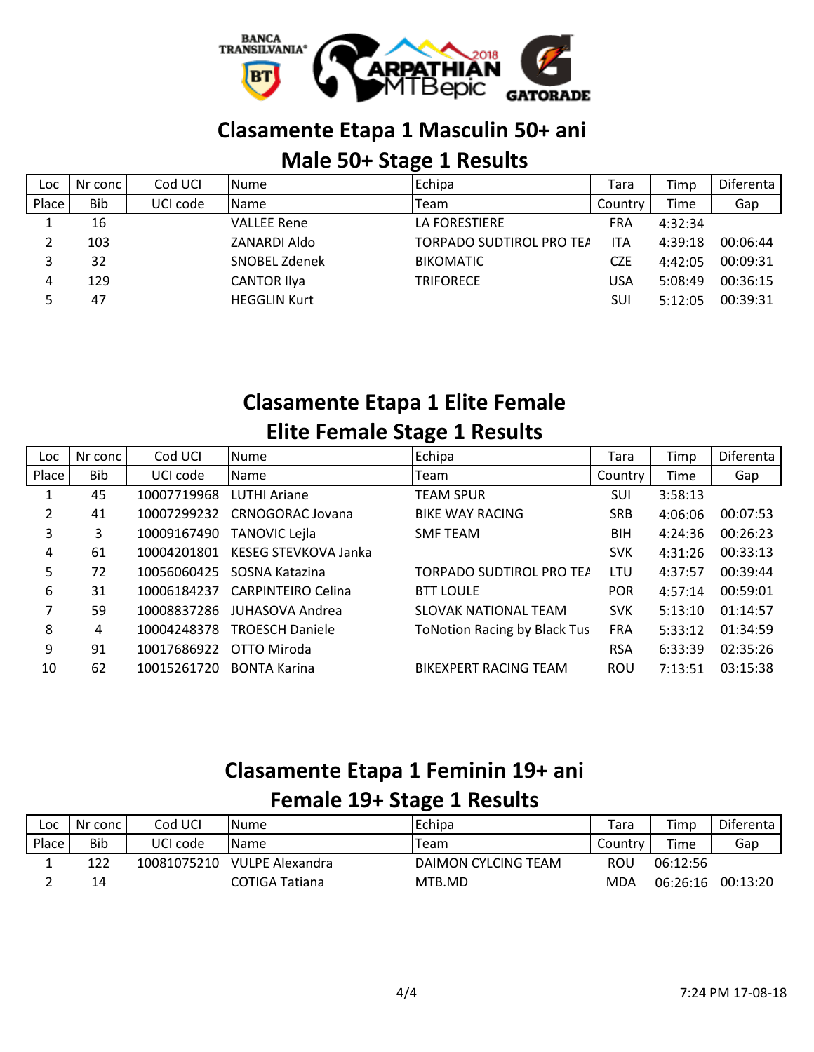## Clasamente Etapa 1 Masculin 50+ ani

## Male 50+ Stage 1 Results

| Loc | Nr conc | Cod UCI | Nume | Echipa | Tara | Timp | Diferenta |
|---|---|---|---|---|---|---|---|
| Place | Bib | UCI code | Name | Team | Country | Time | Gap |
| 1 | 16 | | VALLEE Rene | LA FORESTIERE | FRA | 4:32:34 | |
| 2 | 103 | | ZANARDI Aldo | TORPADO SUDTIROL PRO TEA | ITA | 4:39:18 | 00:06:44 |
| 3 | 32 | | SNOBEL Zdenek | BIKOMATIC | CZE | 4:42:05 | 00:09:31 |
| 4 | 129 | | CANTOR Ilya | TRIFORECE | USA | 5:08:49 | 00:36:15 |
| 5 | 47 | | HEGGLIN Kurt | | SUI | 5:12:05 | 00:39:31 |

## Clasamente Etapa 1 Elite Female

## Elite Female Stage 1 Results

| Loc | Nr conc | Cod UCI | Nume | Echipa | Tara | Timp | Diferenta |
|---|---|---|---|---|---|---|---|
| Place | Bib | UCI code | Name | Team | Country | Time | Gap |
| 1 | 45 | 10007719968 | LUTHI Ariane | TEAM SPUR | SUI | 3:58:13 | |
| 2 | 41 | 10007299232 | CRNOGORAC Jovana | BIKE WAY RACING | SRB | 4:06:06 | 00:07:53 |
| 3 | 3 | 10009167490 | TANOVIC Lejla | SMF TEAM | BIH | 4:24:36 | 00:26:23 |
| 4 | 61 | 10004201801 | KESEG STEVKOVA Janka | | SVK | 4:31:26 | 00:33:13 |
| 5 | 72 | 10056060425 | SOSNA Katazina | TORPADO SUDTIROL PRO TEA | LTU | 4:37:57 | 00:39:44 |
| 6 | 31 | 10006184237 | CARPINTEIRO Celina | BTT LOULE | POR | 4:57:14 | 00:59:01 |
| 7 | 59 | 10008837286 | JUHASOVA Andrea | SLOVAK NATIONAL TEAM | SVK | 5:13:10 | 01:14:57 |
| 8 | 4 | 10004248378 | TROESCH Daniele | ToNotion Racing by Black Tus | FRA | 5:33:12 | 01:34:59 |
| 9 | 91 | 10017686922 | OTTO Miroda | | RSA | 6:33:39 | 02:35:26 |
| 10 | 62 | 10015261720 | BONTA Karina | BIKEXPERT RACING TEAM | ROU | 7:13:51 | 03:15:38 |

## Clasamente Etapa 1 Feminin 19+ ani

## Female 19+ Stage 1 Results

| Loc | Nr conc | Cod UCI | Nume | Echipa | Tara | Timp | Diferenta |
|---|---|---|---|---|---|---|---|
| Place | Bib | UCI code | Name | Team | Country | Time | Gap |
| 1 | 122 | 10081075210 | VULPE Alexandra | DAIMON CYLCING TEAM | ROU | 06:12:56 | |
| 2 | 14 | | COTIGA Tatiana | MTB.MD | MDA | 06:26:16 | 00:13:20 |

7:24 PM 17-08-18